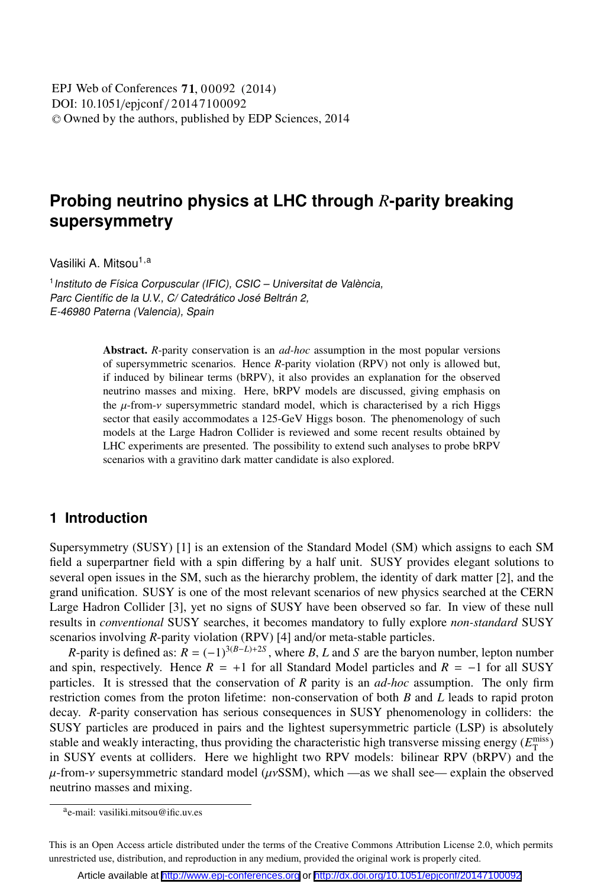# Probing neutrino physics at LHC through $R$-parity breaking supersymmetry

Vasiliki A. Mitsou[1,a]

[1] *Instituto de Física Corpuscular (IFIC), CSIC – Universitat de València, Parc Científic de la U.V., C/ Catedrático José Beltrán 2, E-46980 Paterna (Valencia), Spain*

**Abstract.** $R$-parity conservation is an *ad-hoc* assumption in the most popular versions of supersymmetric scenarios. Hence $R$-parity violation (RPV) not only is allowed but, if induced by bilinear terms (bRPV), it also provides an explanation for the observed neutrino masses and mixing. Here, bRPV models are discussed, giving emphasis on the $\mu$-from-$\nu$ supersymmetric standard model, which is characterised by a rich Higgs sector that easily accommodates a 125-GeV Higgs boson. The phenomenology of such models at the Large Hadron Collider is reviewed and some recent results obtained by LHC experiments are presented. The possibility to extend such analyses to probe bRPV scenarios with a gravitino dark matter candidate is also explored.

## 1 Introduction

Supersymmetry (SUSY) [1] is an extension of the Standard Model (SM) which assigns to each SM field a superpartner field with a spin differing by a half unit. SUSY provides elegant solutions to several open issues in the SM, such as the hierarchy problem, the identity of dark matter [2], and the grand unification. SUSY is one of the most relevant scenarios of new physics searched at the CERN Large Hadron Collider [3], yet no signs of SUSY have been observed so far. In view of these null results in *conventional* SUSY searches, it becomes mandatory to fully explore *non-standard* SUSY scenarios involving $R$-parity violation (RPV) [4] and/or meta-stable particles.

$R$-parity is defined as: $R = (-1)^{3(B-L)+2S}$, where $B$, $L$ and $S$ are the baryon number, lepton number and spin, respectively. Hence $R = +1$ for all Standard Model particles and $R = -1$ for all SUSY particles. It is stressed that the conservation of $R$ parity is an *ad-hoc* assumption. The only firm restriction comes from the proton lifetime: non-conservation of both $B$ and $L$ leads to rapid proton decay. $R$-parity conservation has serious consequences in SUSY phenomenology in colliders: the SUSY particles are produced in pairs and the lightest supersymmetric particle (LSP) is absolutely stable and weakly interacting, thus providing the characteristic high transverse missing energy ($E_{\mathrm{T}}^{\mathrm{miss}}$) in SUSY events at colliders. Here we highlight two RPV models: bilinear RPV (bRPV) and the $\mu$-from-$\nu$ supersymmetric standard model ($\mu\nu$SSM), which —as we shall see— explain the observed neutrino masses and mixing.

[a] e-mail: vasiliki.mitsou@ific.uv.es

This is an Open Access article distributed under the terms of the Creative Commons Attribution License 2.0, which permits unrestricted use, distribution, and reproduction in any medium, provided the original work is properly cited.

Article available at http://www.epj-conferences.org or http://dx.doi.org/10.1051/epjconf/20147100092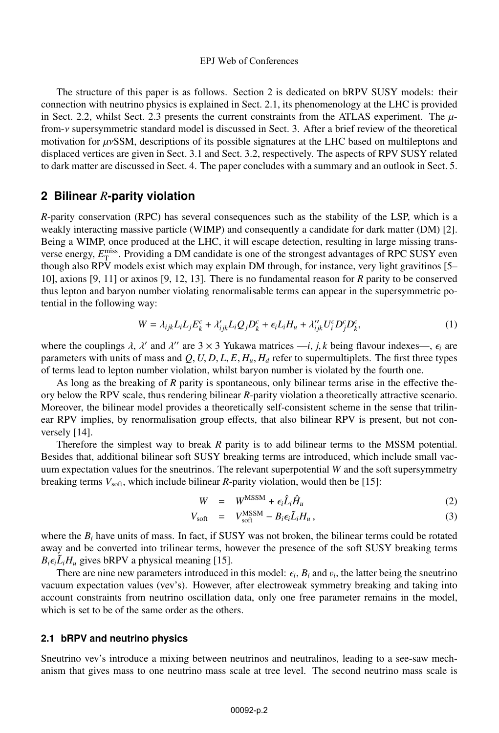The structure of this paper is as follows. Section 2 is dedicated on bRPV SUSY models: their connection with neutrino physics is explained in Sect. 2.1, its phenomenology at the LHC is provided in Sect. 2.2, whilst Sect. 2.3 presents the current constraints from the ATLAS experiment. The $\mu$-from-$\nu$ supersymmetric standard model is discussed in Sect. 3. After a brief review of the theoretical motivation for $\mu\nu$SSM, descriptions of its possible signatures at the LHC based on multileptons and displaced vertices are given in Sect. 3.1 and Sect. 3.2, respectively. The aspects of RPV SUSY related to dark matter are discussed in Sect. 4. The paper concludes with a summary and an outlook in Sect. 5.

## 2 Bilinear *R*-parity violation

*R*-parity conservation (RPC) has several consequences such as the stability of the LSP, which is a weakly interacting massive particle (WIMP) and consequently a candidate for dark matter (DM) [2]. Being a WIMP, once produced at the LHC, it will escape detection, resulting in large missing transverse energy, $E_{\rm T}^{\rm miss}$. Providing a DM candidate is one of the strongest advantages of RPC SUSY even though also RPV models exist which may explain DM through, for instance, very light gravitinos [5–10], axions [9, 11] or axinos [9, 12, 13]. There is no fundamental reason for *R* parity to be conserved thus lepton and baryon number violating renormalisable terms can appear in the supersymmetric potential in the following way:

$$W = \lambda_{ijk} L_i L_j E^c_k + \lambda'_{ijk} L_i Q_j D^c_k + \epsilon_i L_i H_u + \lambda''_{ijk} U^c_i D^c_j D^c_k, \tag{1}$$

where the couplings $\lambda$, $\lambda'$ and $\lambda''$ are $3 \times 3$ Yukawa matrices —$i, j, k$ being flavour indexes—, $\epsilon_i$ are parameters with units of mass and $Q, U, D, L, E, H_u, H_d$ refer to supermultiplets. The first three types of terms lead to lepton number violation, whilst baryon number is violated by the fourth one.

As long as the breaking of *R* parity is spontaneous, only bilinear terms arise in the effective theory below the RPV scale, thus rendering bilinear *R*-parity violation a theoretically attractive scenario. Moreover, the bilinear model provides a theoretically self-consistent scheme in the sense that trilinear RPV implies, by renormalisation group effects, that also bilinear RPV is present, but not conversely [14].

Therefore the simplest way to break *R* parity is to add bilinear terms to the MSSM potential. Besides that, additional bilinear soft SUSY breaking terms are introduced, which include small vacuum expectation values for the sneutrinos. The relevant superpotential $W$ and the soft supersymmetry breaking terms $V_{\rm soft}$, which include bilinear *R*-parity violation, would then be [15]:

$$W = W^{\rm MSSM} + \epsilon_i \hat{L}_i \hat{H}_u \tag{2}$$

$$V_{\rm soft} = V^{\rm MSSM}_{\rm soft} - B_i \epsilon_i \tilde{L}_i H_u\,, \tag{3}$$

where the $B_i$ have units of mass. In fact, if SUSY was not broken, the bilinear terms could be rotated away and be converted into trilinear terms, however the presence of the soft SUSY breaking terms $B_i \epsilon_i \tilde{L}_i H_u$ gives bRPV a physical meaning [15].

There are nine new parameters introduced in this model: $\epsilon_i$, $B_i$ and $v_i$, the latter being the sneutrino vacuum expectation values (vev's). However, after electroweak symmetry breaking and taking into account constraints from neutrino oscillation data, only one free parameter remains in the model, which is set to be of the same order as the others.

### 2.1 bRPV and neutrino physics

Sneutrino vev's introduce a mixing between neutrinos and neutralinos, leading to a see-saw mechanism that gives mass to one neutrino mass scale at tree level. The second neutrino mass scale is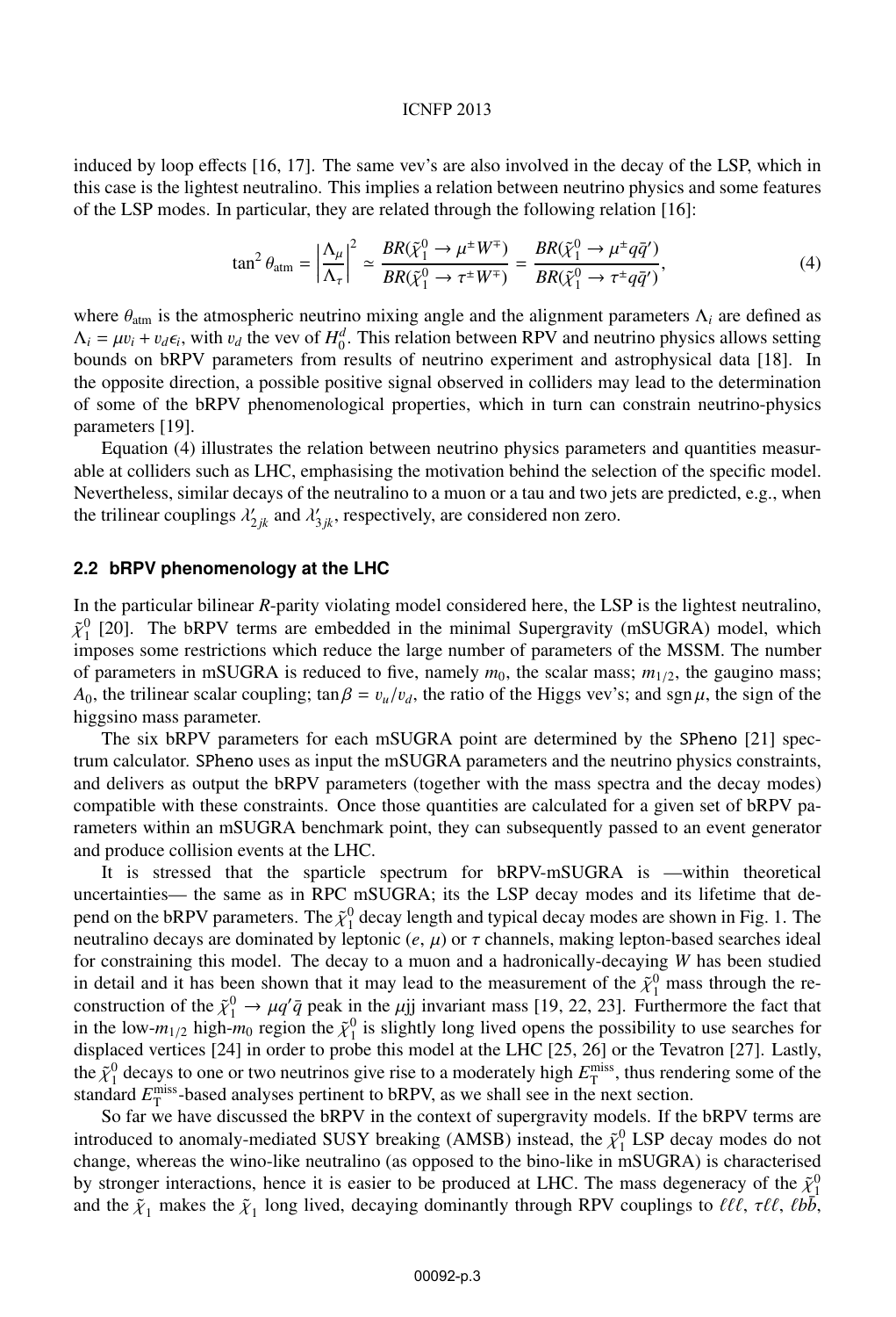induced by loop effects [16, 17]. The same vev's are also involved in the decay of the LSP, which in this case is the lightest neutralino. This implies a relation between neutrino physics and some features of the LSP modes. In particular, they are related through the following relation [16]:

$$\tan^2\theta_{\rm atm} = \left|\frac{\Lambda_\mu}{\Lambda_\tau}\right|^2 \simeq \frac{BR(\tilde{\chi}^0_1 \to \mu^\pm W^\mp)}{BR(\tilde{\chi}^0_1 \to \tau^\pm W^\mp)} = \frac{BR(\tilde{\chi}^0_1 \to \mu^\pm q\bar{q}')}{BR(\tilde{\chi}^0_1 \to \tau^\pm q\bar{q}')}, \tag{4}$$

where $\theta_{\rm atm}$ is the atmospheric neutrino mixing angle and the alignment parameters $\Lambda_i$ are defined as $\Lambda_i = \mu v_i + v_d \epsilon_i$, with $v_d$ the vev of $H^d_0$. This relation between RPV and neutrino physics allows setting bounds on bRPV parameters from results of neutrino experiment and astrophysical data [18]. In the opposite direction, a possible positive signal observed in colliders may lead to the determination of some of the bRPV phenomenological properties, which in turn can constrain neutrino-physics parameters [19].

Equation (4) illustrates the relation between neutrino physics parameters and quantities measurable at colliders such as LHC, emphasising the motivation behind the selection of the specific model. Nevertheless, similar decays of the neutralino to a muon or a tau and two jets are predicted, e.g., when the trilinear couplings $\lambda'_{2jk}$ and $\lambda'_{3jk}$, respectively, are considered non zero.

### 2.2 bRPV phenomenology at the LHC

In the particular bilinear *R*-parity violating model considered here, the LSP is the lightest neutralino, $\tilde{\chi}^0_1$ [20]. The bRPV terms are embedded in the minimal Supergravity (mSUGRA) model, which imposes some restrictions which reduce the large number of parameters of the MSSM. The number of parameters in mSUGRA is reduced to five, namely $m_0$, the scalar mass; $m_{1/2}$, the gaugino mass; $A_0$, the trilinear scalar coupling; $\tan\beta = v_u/v_d$, the ratio of the Higgs vev's; and $\mathrm{sgn}\,\mu$, the sign of the higgsino mass parameter.

The six bRPV parameters for each mSUGRA point are determined by the SPheno [21] spectrum calculator. SPheno uses as input the mSUGRA parameters and the neutrino physics constraints, and delivers as output the bRPV parameters (together with the mass spectra and the decay modes) compatible with these constraints. Once those quantities are calculated for a given set of bRPV parameters within an mSUGRA benchmark point, they can subsequently passed to an event generator and produce collision events at the LHC.

It is stressed that the sparticle spectrum for bRPV-mSUGRA is —within theoretical uncertainties— the same as in RPC mSUGRA; its the LSP decay modes and its lifetime that depend on the bRPV parameters. The $\tilde{\chi}^0_1$ decay length and typical decay modes are shown in Fig. 1. The neutralino decays are dominated by leptonic ($e$, $\mu$) or $\tau$ channels, making lepton-based searches ideal for constraining this model. The decay to a muon and a hadronically-decaying $W$ has been studied in detail and it has been shown that it may lead to the measurement of the $\tilde{\chi}^0_1$ mass through the reconstruction of the $\tilde{\chi}^0_1 \to \mu q'\bar{q}$ peak in the $\mu$jj invariant mass [19, 22, 23]. Furthermore the fact that in the low-$m_{1/2}$ high-$m_0$ region the $\tilde{\chi}^0_1$ is slightly long lived opens the possibility to use searches for displaced vertices [24] in order to probe this model at the LHC [25, 26] or the Tevatron [27]. Lastly, the $\tilde{\chi}^0_1$ decays to one or two neutrinos give rise to a moderately high $E_{\rm T}^{\rm miss}$, thus rendering some of the standard $E_{\rm T}^{\rm miss}$-based analyses pertinent to bRPV, as we shall see in the next section.

So far we have discussed the bRPV in the context of supergravity models. If the bRPV terms are introduced to anomaly-mediated SUSY breaking (AMSB) instead, the $\tilde{\chi}^0_1$ LSP decay modes do not change, whereas the wino-like neutralino (as opposed to the bino-like in mSUGRA) is characterised by stronger interactions, hence it is easier to be produced at LHC. The mass degeneracy of the $\tilde{\chi}^0_1$ and the $\tilde{\chi}_1$ makes the $\tilde{\chi}_1$ long lived, decaying dominantly through RPV couplings to $\ell\ell\ell$, $\tau\ell\ell$, $\ell b\bar{b}$,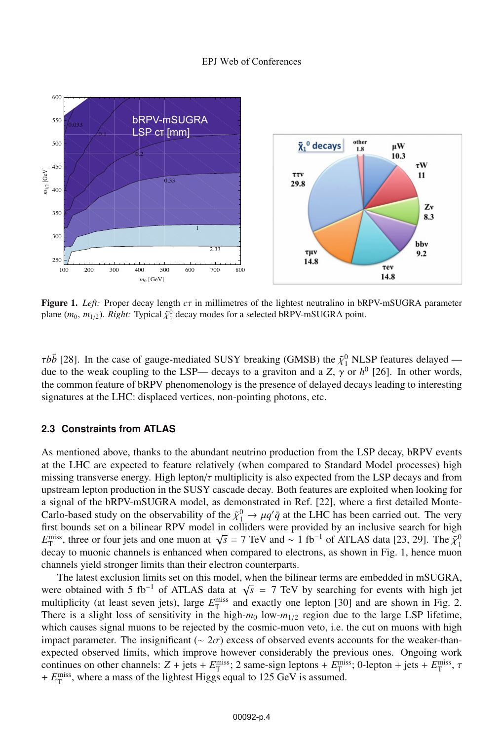**Figure 1.** *Left:* Proper decay length $c\tau$ in millimetres of the lightest neutralino in bRPV-mSUGRA parameter plane ($m_0$, $m_{1/2}$). *Right:* Typical $\tilde{\chi}_1^0$ decay modes for a selected bRPV-mSUGRA point.

$\tau b\bar{b}$ [28]. In the case of gauge-mediated SUSY breaking (GMSB) the $\tilde{\chi}_1^0$ NLSP features delayed — due to the weak coupling to the LSP— decays to a graviton and a $Z$, $\gamma$ or $h^0$ [26]. In other words, the common feature of bRPV phenomenology is the presence of delayed decays leading to interesting signatures at the LHC: displaced vertices, non-pointing photons, etc.

### 2.3 Constraints from ATLAS

As mentioned above, thanks to the abundant neutrino production from the LSP decay, bRPV events at the LHC are expected to feature relatively (when compared to Standard Model processes) high missing transverse energy. High lepton/$\tau$ multiplicity is also expected from the LSP decays and from upstream lepton production in the SUSY cascade decay. Both features are exploited when looking for a signal of the bRPV-mSUGRA model, as demonstrated in Ref. [22], where a first detailed Monte-Carlo-based study on the observability of the $\tilde{\chi}_1^0 \to \mu q'\bar{q}$ at the LHC has been carried out. The very first bounds set on a bilinear RPV model in colliders were provided by an inclusive search for high $E_{\mathrm{T}}^{\mathrm{miss}}$, three or four jets and one muon at $\sqrt{s} = 7$ TeV and $\sim 1$ fb$^{-1}$ of ATLAS data [23, 29]. The $\tilde{\chi}_1^0$ decay to muonic channels is enhanced when compared to electrons, as shown in Fig. 1, hence muon channels yield stronger limits than their electron counterparts.

The latest exclusion limits set on this model, when the bilinear terms are embedded in mSUGRA, were obtained with 5 fb$^{-1}$ of ATLAS data at $\sqrt{s} = 7$ TeV by searching for events with high jet multiplicity (at least seven jets), large $E_{\mathrm{T}}^{\mathrm{miss}}$ and exactly one lepton [30] and are shown in Fig. 2. There is a slight loss of sensitivity in the high-$m_0$ low-$m_{1/2}$ region due to the large LSP lifetime, which causes signal muons to be rejected by the cosmic-muon veto, i.e. the cut on muons with high impact parameter. The insignificant ($\sim 2\sigma$) excess of observed events accounts for the weaker-than-expected observed limits, which improve however considerably the previous ones. Ongoing work continues on other channels: $Z$ + jets + $E_{\mathrm{T}}^{\mathrm{miss}}$; 2 same-sign leptons + $E_{\mathrm{T}}^{\mathrm{miss}}$; 0-lepton + jets + $E_{\mathrm{T}}^{\mathrm{miss}}$, $\tau$ + $E_{\mathrm{T}}^{\mathrm{miss}}$, where a mass of the lightest Higgs equal to 125 GeV is assumed.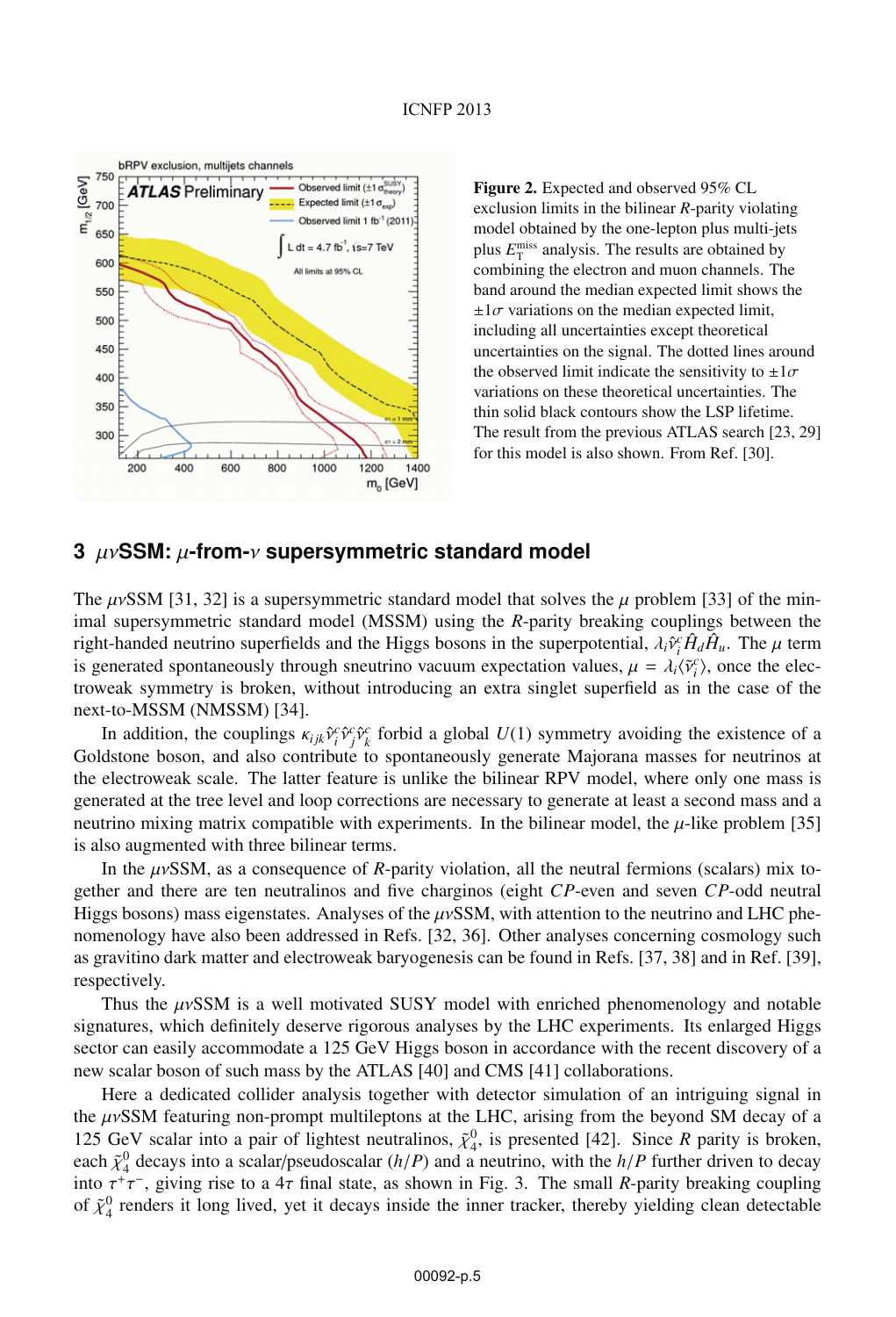**Figure 2.** Expected and observed 95% CL exclusion limits in the bilinear $R$-parity violating model obtained by the one-lepton plus multi-jets plus $E_T^{\rm miss}$ analysis. The results are obtained by combining the electron and muon channels. The band around the median expected limit shows the $\pm 1\sigma$ variations on the median expected limit, including all uncertainties except theoretical uncertainties on the signal. The dotted lines around the observed limit indicate the sensitivity to $\pm 1\sigma$ variations on these theoretical uncertainties. The thin solid black contours show the LSP lifetime. The result from the previous ATLAS search [23, 29] for this model is also shown. From Ref. [30].

## 3 $\mu\nu$SSM: $\mu$-from-$\nu$ supersymmetric standard model

The $\mu\nu$SSM [31, 32] is a supersymmetric standard model that solves the $\mu$ problem [33] of the minimal supersymmetric standard model (MSSM) using the $R$-parity breaking couplings between the right-handed neutrino superfields and the Higgs bosons in the superpotential, $\lambda_i \hat{\nu}^c_i \hat{H}_d \hat{H}_u$. The $\mu$ term is generated spontaneously through sneutrino vacuum expectation values, $\mu = \lambda_i \langle \tilde{\nu}^c_i \rangle$, once the electroweak symmetry is broken, without introducing an extra singlet superfield as in the case of the next-to-MSSM (NMSSM) [34].

In addition, the couplings $\kappa_{ijk} \hat{\nu}^c_i \hat{\nu}^c_j \hat{\nu}^c_k$ forbid a global $U(1)$ symmetry avoiding the existence of a Goldstone boson, and also contribute to spontaneously generate Majorana masses for neutrinos at the electroweak scale. The latter feature is unlike the bilinear RPV model, where only one mass is generated at the tree level and loop corrections are necessary to generate at least a second mass and a neutrino mixing matrix compatible with experiments. In the bilinear model, the $\mu$-like problem [35] is also augmented with three bilinear terms.

In the $\mu\nu$SSM, as a consequence of $R$-parity violation, all the neutral fermions (scalars) mix together and there are ten neutralinos and five charginos (eight $CP$-even and seven $CP$-odd neutral Higgs bosons) mass eigenstates. Analyses of the $\mu\nu$SSM, with attention to the neutrino and LHC phenomenology have also been addressed in Refs. [32, 36]. Other analyses concerning cosmology such as gravitino dark matter and electroweak baryogenesis can be found in Refs. [37, 38] and in Ref. [39], respectively.

Thus the $\mu\nu$SSM is a well motivated SUSY model with enriched phenomenology and notable signatures, which definitely deserve rigorous analyses by the LHC experiments. Its enlarged Higgs sector can easily accommodate a 125 GeV Higgs boson in accordance with the recent discovery of a new scalar boson of such mass by the ATLAS [40] and CMS [41] collaborations.

Here a dedicated collider analysis together with detector simulation of an intriguing signal in the $\mu\nu$SSM featuring non-prompt multileptons at the LHC, arising from the beyond SM decay of a 125 GeV scalar into a pair of lightest neutralinos, $\tilde{\chi}^0_4$, is presented [42]. Since $R$ parity is broken, each $\tilde{\chi}^0_4$ decays into a scalar/pseudoscalar ($h/P$) and a neutrino, with the $h/P$ further driven to decay into $\tau^+\tau^-$, giving rise to a $4\tau$ final state, as shown in Fig. 3. The small $R$-parity breaking coupling of $\tilde{\chi}^0_4$ renders it long lived, yet it decays inside the inner tracker, thereby yielding clean detectable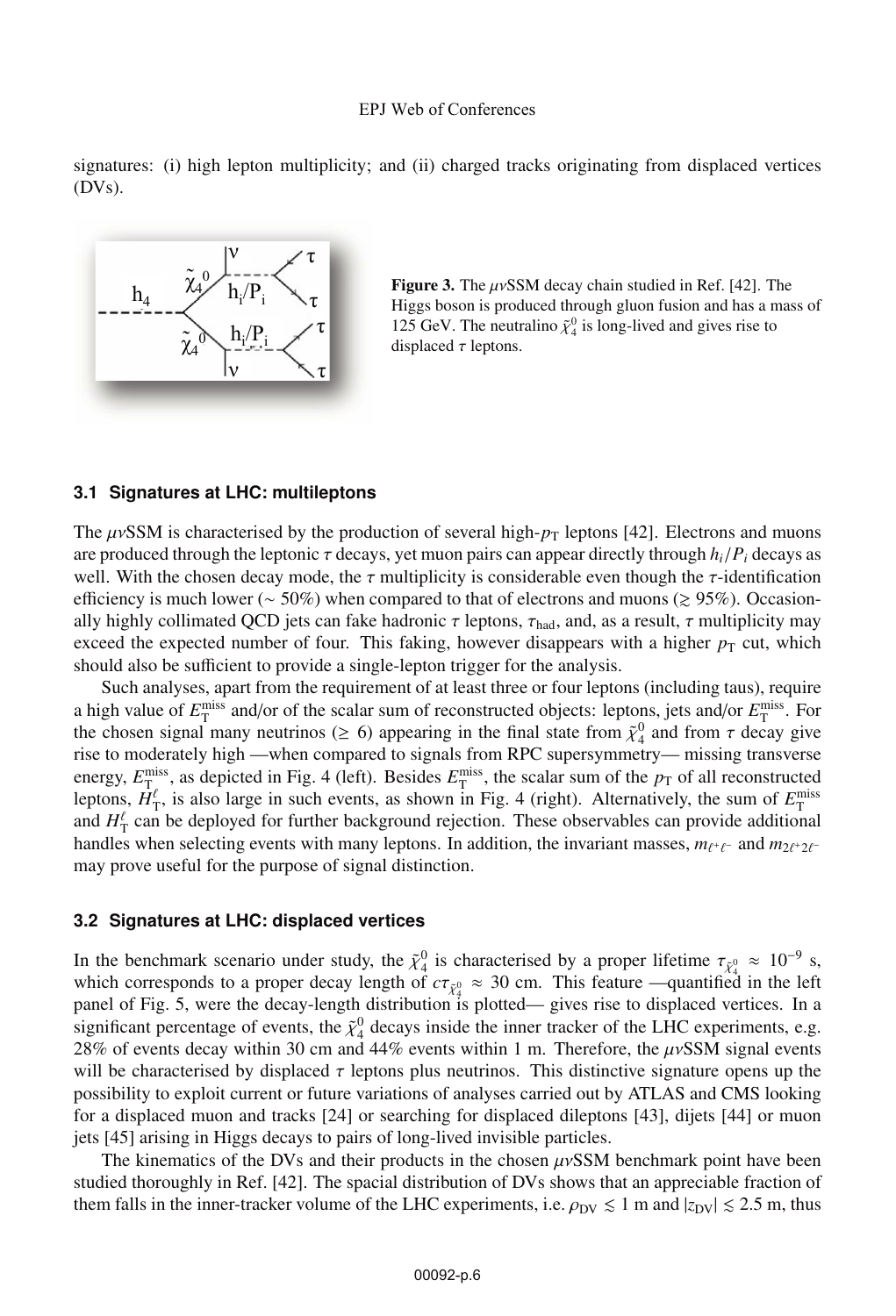signatures: (i) high lepton multiplicity; and (ii) charged tracks originating from displaced vertices (DVs).

**Figure 3.** The $\mu\nu$SSM decay chain studied in Ref. [42]. The Higgs boson is produced through gluon fusion and has a mass of 125 GeV. The neutralino $\tilde{\chi}_4^0$ is long-lived and gives rise to displaced $\tau$ leptons.

### 3.1 Signatures at LHC: multileptons

The $\mu\nu$SSM is characterised by the production of several high-$p_\mathrm{T}$ leptons [42]. Electrons and muons are produced through the leptonic $\tau$ decays, yet muon pairs can appear directly through $h_i/P_i$ decays as well. With the chosen decay mode, the $\tau$ multiplicity is considerable even though the $\tau$-identification efficiency is much lower ($\sim 50\%$) when compared to that of electrons and muons ($\gtrsim 95\%$). Occasionally highly collimated QCD jets can fake hadronic $\tau$ leptons, $\tau_\mathrm{had}$, and, as a result, $\tau$ multiplicity may exceed the expected number of four. This faking, however disappears with a higher $p_\mathrm{T}$ cut, which should also be sufficient to provide a single-lepton trigger for the analysis.

Such analyses, apart from the requirement of at least three or four leptons (including taus), require a high value of $E_\mathrm{T}^\mathrm{miss}$ and/or of the scalar sum of reconstructed objects: leptons, jets and/or $E_\mathrm{T}^\mathrm{miss}$. For the chosen signal many neutrinos ($\geq 6$) appearing in the final state from $\tilde{\chi}_4^0$ and from $\tau$ decay give rise to moderately high —when compared to signals from RPC supersymmetry— missing transverse energy, $E_\mathrm{T}^\mathrm{miss}$, as depicted in Fig. 4 (left). Besides $E_\mathrm{T}^\mathrm{miss}$, the scalar sum of the $p_\mathrm{T}$ of all reconstructed leptons, $H_\mathrm{T}^\ell$, is also large in such events, as shown in Fig. 4 (right). Alternatively, the sum of $E_\mathrm{T}^\mathrm{miss}$ and $H_\mathrm{T}^\ell$ can be deployed for further background rejection. These observables can provide additional handles when selecting events with many leptons. In addition, the invariant masses, $m_{\ell^+\ell^-}$ and $m_{2\ell^+2\ell^-}$ may prove useful for the purpose of signal distinction.

### 3.2 Signatures at LHC: displaced vertices

In the benchmark scenario under study, the $\tilde{\chi}_4^0$ is characterised by a proper lifetime $\tau_{\tilde{\chi}_4^0} \approx 10^{-9}$ s, which corresponds to a proper decay length of $c\tau_{\tilde{\chi}_4^0} \approx 30$ cm. This feature —quantified in the left panel of Fig. 5, were the decay-length distribution is plotted— gives rise to displaced vertices. In a significant percentage of events, the $\tilde{\chi}_4^0$ decays inside the inner tracker of the LHC experiments, e.g. 28% of events decay within 30 cm and 44% events within 1 m. Therefore, the $\mu\nu$SSM signal events will be characterised by displaced $\tau$ leptons plus neutrinos. This distinctive signature opens up the possibility to exploit current or future variations of analyses carried out by ATLAS and CMS looking for a displaced muon and tracks [24] or searching for displaced dileptons [43], dijets [44] or muon jets [45] arising in Higgs decays to pairs of long-lived invisible particles.

The kinematics of the DVs and their products in the chosen $\mu\nu$SSM benchmark point have been studied thoroughly in Ref. [42]. The spacial distribution of DVs shows that an appreciable fraction of them falls in the inner-tracker volume of the LHC experiments, i.e. $\rho_\mathrm{DV} \lesssim 1$ m and $|z_\mathrm{DV}| \lesssim 2.5$ m, thus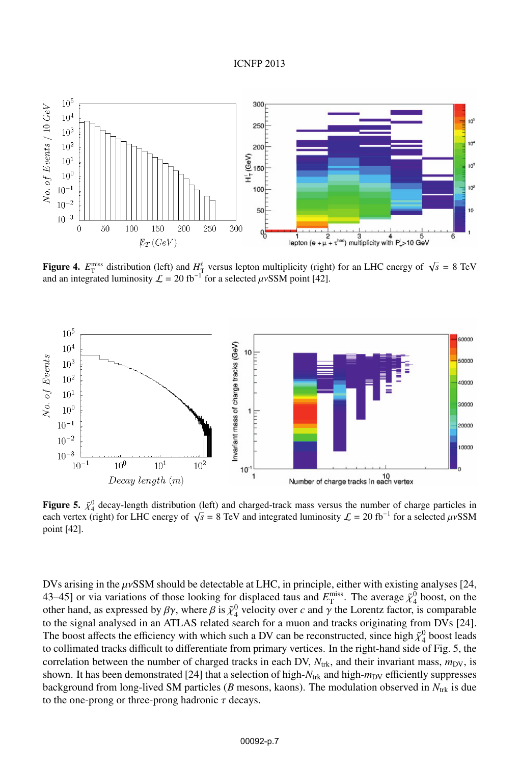**Figure 4.** $E_T^{miss}$ distribution (left) and $H_T^{\ell}$ versus lepton multiplicity (right) for an LHC energy of $\sqrt{s}$ = 8 TeV and an integrated luminosity $\mathcal{L}$ = 20 fb$^{-1}$ for a selected $\mu\nu$SSM point [42].

**Figure 5.** $\tilde{\chi}_4^0$ decay-length distribution (left) and charged-track mass versus the number of charge particles in each vertex (right) for LHC energy of $\sqrt{s}$ = 8 TeV and integrated luminosity $\mathcal{L}$ = 20 fb$^{-1}$ for a selected $\mu\nu$SSM point [42].

DVs arising in the $\mu\nu$SSM should be detectable at LHC, in principle, either with existing analyses [24, 43–45] or via variations of those looking for displaced taus and $E_T^{miss}$. The average $\tilde{\chi}_4^0$ boost, on the other hand, as expressed by $\beta\gamma$, where $\beta$ is $\tilde{\chi}_4^0$ velocity over $c$ and $\gamma$ the Lorentz factor, is comparable to the signal analysed in an ATLAS related search for a muon and tracks originating from DVs [24]. The boost affects the efficiency with which such a DV can be reconstructed, since high $\tilde{\chi}_4^0$ boost leads to collimated tracks difficult to differentiate from primary vertices. In the right-hand side of Fig. 5, the correlation between the number of charged tracks in each DV, $N_{trk}$, and their invariant mass, $m_{DV}$, is shown. It has been demonstrated [24] that a selection of high-$N_{trk}$ and high-$m_{DV}$ efficiently suppresses background from long-lived SM particles ($B$ mesons, kaons). The modulation observed in $N_{trk}$ is due to the one-prong or three-prong hadronic $\tau$ decays.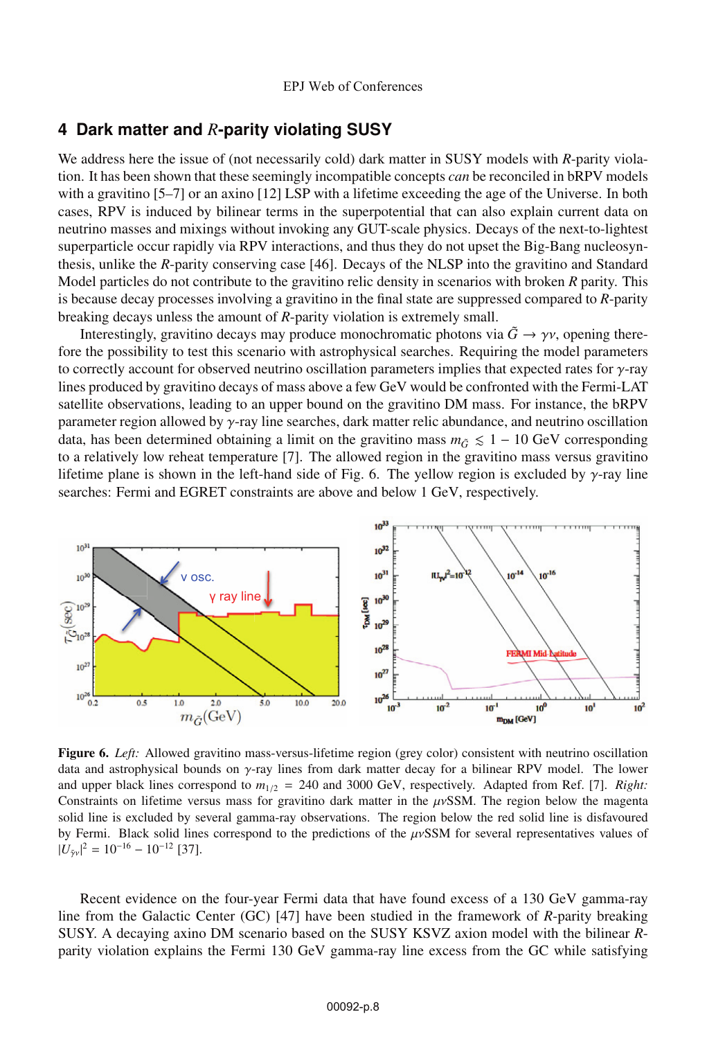## 4 Dark matter and $R$-parity violating SUSY

We address here the issue of (not necessarily cold) dark matter in SUSY models with $R$-parity violation. It has been shown that these seemingly incompatible concepts *can* be reconciled in bRPV models with a gravitino [5–7] or an axino [12] LSP with a lifetime exceeding the age of the Universe. In both cases, RPV is induced by bilinear terms in the superpotential that can also explain current data on neutrino masses and mixings without invoking any GUT-scale physics. Decays of the next-to-lightest superparticle occur rapidly via RPV interactions, and thus they do not upset the Big-Bang nucleosynthesis, unlike the $R$-parity conserving case [46]. Decays of the NLSP into the gravitino and Standard Model particles do not contribute to the gravitino relic density in scenarios with broken $R$ parity. This is because decay processes involving a gravitino in the final state are suppressed compared to $R$-parity breaking decays unless the amount of $R$-parity violation is extremely small.

Interestingly, gravitino decays may produce monochromatic photons via $\tilde{G} \to \gamma\nu$, opening therefore the possibility to test this scenario with astrophysical searches. Requiring the model parameters to correctly account for observed neutrino oscillation parameters implies that expected rates for $\gamma$-ray lines produced by gravitino decays of mass above a few GeV would be confronted with the Fermi-LAT satellite observations, leading to an upper bound on the gravitino DM mass. For instance, the bRPV parameter region allowed by $\gamma$-ray line searches, dark matter relic abundance, and neutrino oscillation data, has been determined obtaining a limit on the gravitino mass $m_{\tilde{G}} \lesssim 1 - 10$ GeV corresponding to a relatively low reheat temperature [7]. The allowed region in the gravitino mass versus gravitino lifetime plane is shown in the left-hand side of Fig. 6. The yellow region is excluded by $\gamma$-ray line searches: Fermi and EGRET constraints are above and below 1 GeV, respectively.

**Figure 6.** *Left:* Allowed gravitino mass-versus-lifetime region (grey color) consistent with neutrino oscillation data and astrophysical bounds on $\gamma$-ray lines from dark matter decay for a bilinear RPV model. The lower and upper black lines correspond to $m_{1/2} = 240$ and 3000 GeV, respectively. Adapted from Ref. [7]. *Right:* Constraints on lifetime versus mass for gravitino dark matter in the $\mu\nu$SSM. The region below the magenta solid line is excluded by several gamma-ray observations. The region below the red solid line is disfavoured by Fermi. Black solid lines correspond to the predictions of the $\mu\nu$SSM for several representatives values of $|U_{\tilde{\gamma}\nu}|^2 = 10^{-16} - 10^{-12}$ [37].

Recent evidence on the four-year Fermi data that have found excess of a 130 GeV gamma-ray line from the Galactic Center (GC) [47] have been studied in the framework of $R$-parity breaking SUSY. A decaying axino DM scenario based on the SUSY KSVZ axion model with the bilinear $R$-parity violation explains the Fermi 130 GeV gamma-ray line excess from the GC while satisfying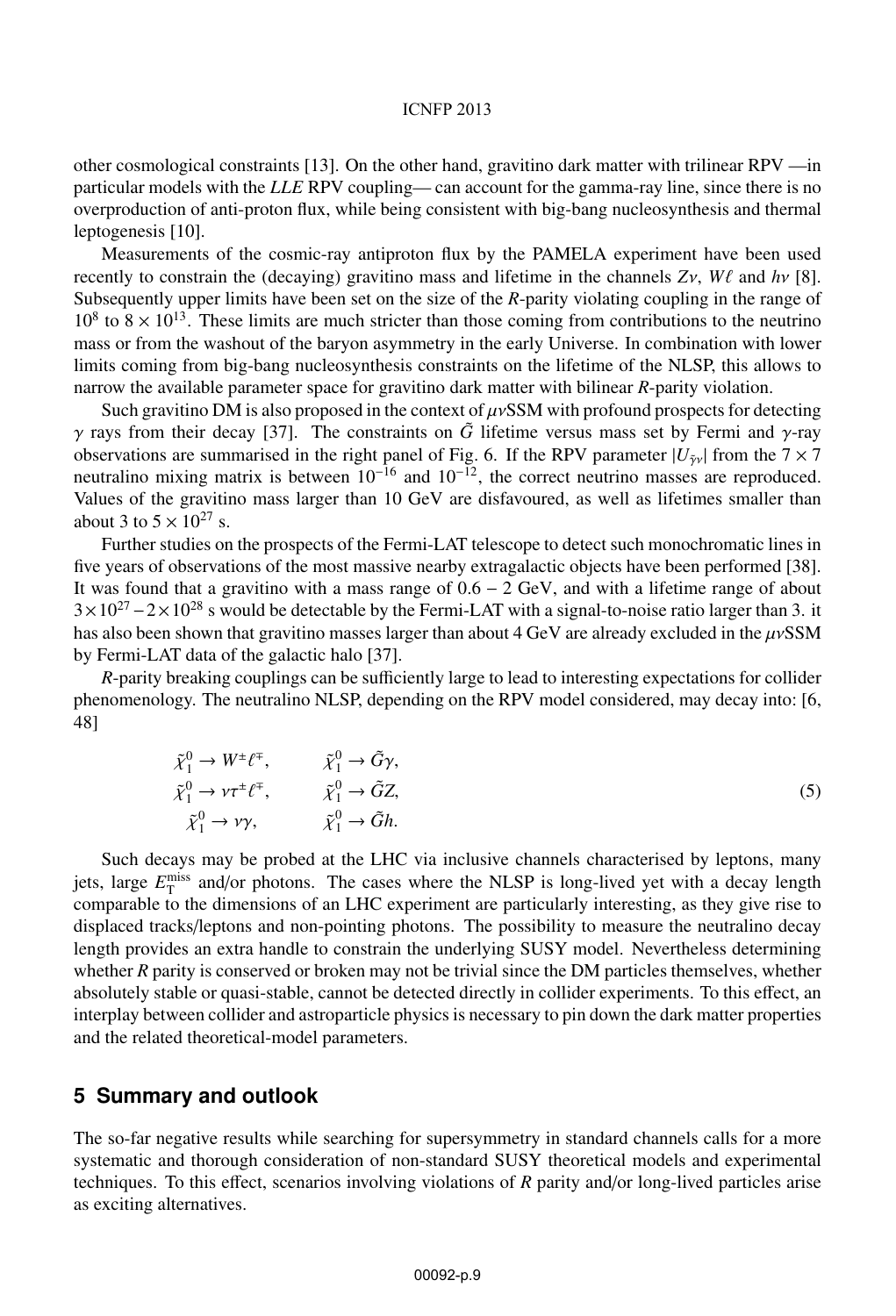other cosmological constraints [13]. On the other hand, gravitino dark matter with trilinear RPV —in particular models with the *LLE* RPV coupling— can account for the gamma-ray line, since there is no overproduction of anti-proton flux, while being consistent with big-bang nucleosynthesis and thermal leptogenesis [10].

Measurements of the cosmic-ray antiproton flux by the PAMELA experiment have been used recently to constrain the (decaying) gravitino mass and lifetime in the channels $Z\nu$, $W\ell$ and $h\nu$ [8]. Subsequently upper limits have been set on the size of the *R*-parity violating coupling in the range of $10^8$ to $8 \times 10^{13}$. These limits are much stricter than those coming from contributions to the neutrino mass or from the washout of the baryon asymmetry in the early Universe. In combination with lower limits coming from big-bang nucleosynthesis constraints on the lifetime of the NLSP, this allows to narrow the available parameter space for gravitino dark matter with bilinear *R*-parity violation.

Such gravitino DM is also proposed in the context of $\mu\nu$SSM with profound prospects for detecting $\gamma$ rays from their decay [37]. The constraints on $\tilde{G}$ lifetime versus mass set by Fermi and $\gamma$-ray observations are summarised in the right panel of Fig. 6. If the RPV parameter $|U_{\tilde{\gamma}\nu}|$ from the $7 \times 7$ neutralino mixing matrix is between $10^{-16}$ and $10^{-12}$, the correct neutrino masses are reproduced. Values of the gravitino mass larger than 10 GeV are disfavoured, as well as lifetimes smaller than about 3 to $5 \times 10^{27}$ s.

Further studies on the prospects of the Fermi-LAT telescope to detect such monochromatic lines in five years of observations of the most massive nearby extragalactic objects have been performed [38]. It was found that a gravitino with a mass range of $0.6 - 2$ GeV, and with a lifetime range of about $3 \times 10^{27} - 2 \times 10^{28}$ s would be detectable by the Fermi-LAT with a signal-to-noise ratio larger than 3. it has also been shown that gravitino masses larger than about 4 GeV are already excluded in the $\mu\nu$SSM by Fermi-LAT data of the galactic halo [37].

*R*-parity breaking couplings can be sufficiently large to lead to interesting expectations for collider phenomenology. The neutralino NLSP, depending on the RPV model considered, may decay into: [6, 48]

$$
\begin{aligned}
\tilde{\chi}_1^0 &\to W^{\pm}\ell^{\mp}, & \tilde{\chi}_1^0 &\to \tilde{G}\gamma, \\
\tilde{\chi}_1^0 &\to \nu\tau^{\pm}\ell^{\mp}, & \tilde{\chi}_1^0 &\to \tilde{G}Z, \\
\tilde{\chi}_1^0 &\to \nu\gamma, & \tilde{\chi}_1^0 &\to \tilde{G}h.
\end{aligned}
\tag{5}
$$

Such decays may be probed at the LHC via inclusive channels characterised by leptons, many jets, large $E_{\mathrm{T}}^{\mathrm{miss}}$ and/or photons. The cases where the NLSP is long-lived yet with a decay length comparable to the dimensions of an LHC experiment are particularly interesting, as they give rise to displaced tracks/leptons and non-pointing photons. The possibility to measure the neutralino decay length provides an extra handle to constrain the underlying SUSY model. Nevertheless determining whether *R* parity is conserved or broken may not be trivial since the DM particles themselves, whether absolutely stable or quasi-stable, cannot be detected directly in collider experiments. To this effect, an interplay between collider and astroparticle physics is necessary to pin down the dark matter properties and the related theoretical-model parameters.

## 5 Summary and outlook

The so-far negative results while searching for supersymmetry in standard channels calls for a more systematic and thorough consideration of non-standard SUSY theoretical models and experimental techniques. To this effect, scenarios involving violations of *R* parity and/or long-lived particles arise as exciting alternatives.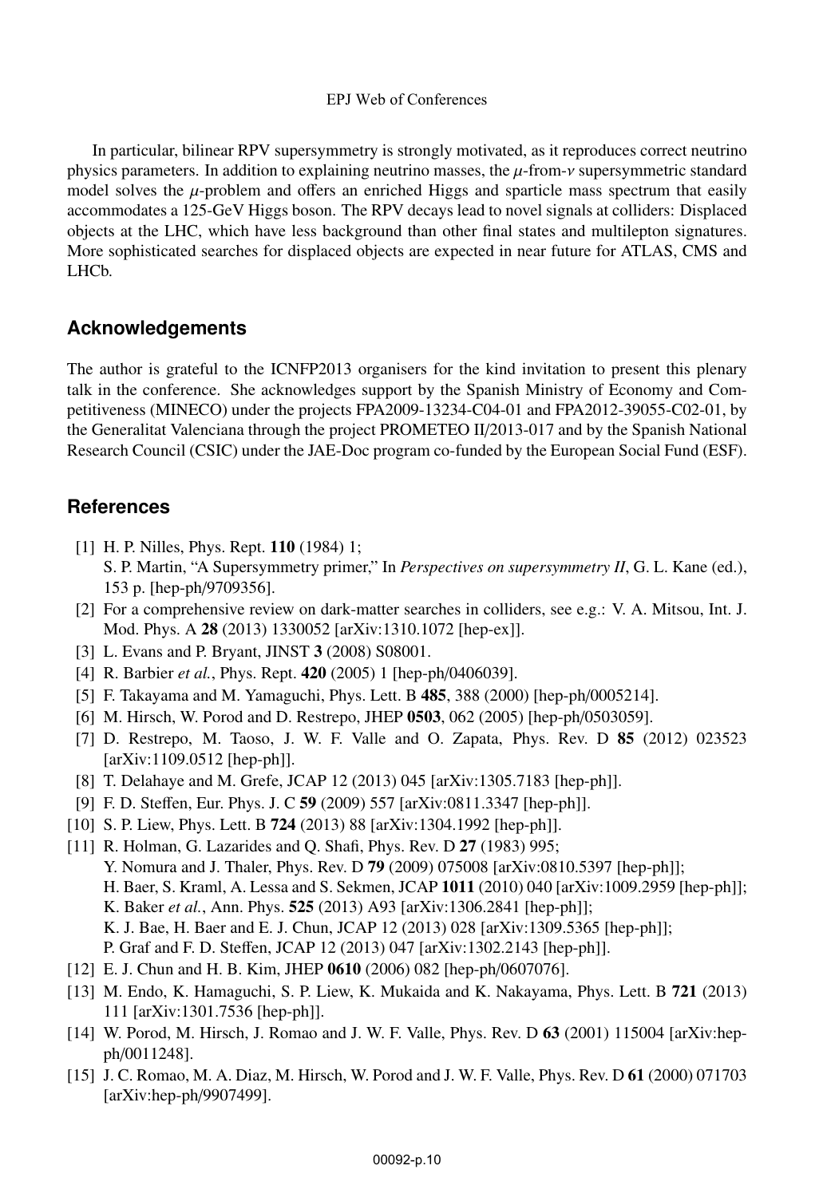In particular, bilinear RPV supersymmetry is strongly motivated, as it reproduces correct neutrino physics parameters. In addition to explaining neutrino masses, the $\mu$-from-$\nu$ supersymmetric standard model solves the $\mu$-problem and offers an enriched Higgs and sparticle mass spectrum that easily accommodates a 125-GeV Higgs boson. The RPV decays lead to novel signals at colliders: Displaced objects at the LHC, which have less background than other final states and multilepton signatures. More sophisticated searches for displaced objects are expected in near future for ATLAS, CMS and LHCb.

## Acknowledgements

The author is grateful to the ICNFP2013 organisers for the kind invitation to present this plenary talk in the conference. She acknowledges support by the Spanish Ministry of Economy and Competitiveness (MINECO) under the projects FPA2009-13234-C04-01 and FPA2012-39055-C02-01, by the Generalitat Valenciana through the project PROMETEO II/2013-017 and by the Spanish National Research Council (CSIC) under the JAE-Doc program co-funded by the European Social Fund (ESF).

## References

[1] H. P. Nilles, Phys. Rept. **110** (1984) 1;
S. P. Martin, "A Supersymmetry primer," In *Perspectives on supersymmetry II*, G. L. Kane (ed.), 153 p. [hep-ph/9709356].

[2] For a comprehensive review on dark-matter searches in colliders, see e.g.: V. A. Mitsou, Int. J. Mod. Phys. A **28** (2013) 1330052 [arXiv:1310.1072 [hep-ex]].

[3] L. Evans and P. Bryant, JINST **3** (2008) S08001.

[4] R. Barbier *et al.*, Phys. Rept. **420** (2005) 1 [hep-ph/0406039].

[5] F. Takayama and M. Yamaguchi, Phys. Lett. B **485**, 388 (2000) [hep-ph/0005214].

[6] M. Hirsch, W. Porod and D. Restrepo, JHEP **0503**, 062 (2005) [hep-ph/0503059].

[7] D. Restrepo, M. Taoso, J. W. F. Valle and O. Zapata, Phys. Rev. D **85** (2012) 023523 [arXiv:1109.0512 [hep-ph]].

[8] T. Delahaye and M. Grefe, JCAP 12 (2013) 045 [arXiv:1305.7183 [hep-ph]].

[9] F. D. Steffen, Eur. Phys. J. C **59** (2009) 557 [arXiv:0811.3347 [hep-ph]].

[10] S. P. Liew, Phys. Lett. B **724** (2013) 88 [arXiv:1304.1992 [hep-ph]].

[11] R. Holman, G. Lazarides and Q. Shafi, Phys. Rev. D **27** (1983) 995;
Y. Nomura and J. Thaler, Phys. Rev. D **79** (2009) 075008 [arXiv:0810.5397 [hep-ph]];
H. Baer, S. Kraml, A. Lessa and S. Sekmen, JCAP **1011** (2010) 040 [arXiv:1009.2959 [hep-ph]];
K. Baker *et al.*, Ann. Phys. **525** (2013) A93 [arXiv:1306.2841 [hep-ph]];
K. J. Bae, H. Baer and E. J. Chun, JCAP 12 (2013) 028 [arXiv:1309.5365 [hep-ph]];
P. Graf and F. D. Steffen, JCAP 12 (2013) 047 [arXiv:1302.2143 [hep-ph]].

[12] E. J. Chun and H. B. Kim, JHEP **0610** (2006) 082 [hep-ph/0607076].

[13] M. Endo, K. Hamaguchi, S. P. Liew, K. Mukaida and K. Nakayama, Phys. Lett. B **721** (2013) 111 [arXiv:1301.7536 [hep-ph]].

[14] W. Porod, M. Hirsch, J. Romao and J. W. F. Valle, Phys. Rev. D **63** (2001) 115004 [arXiv:hep-ph/0011248].

[15] J. C. Romao, M. A. Diaz, M. Hirsch, W. Porod and J. W. F. Valle, Phys. Rev. D **61** (2000) 071703 [arXiv:hep-ph/9907499].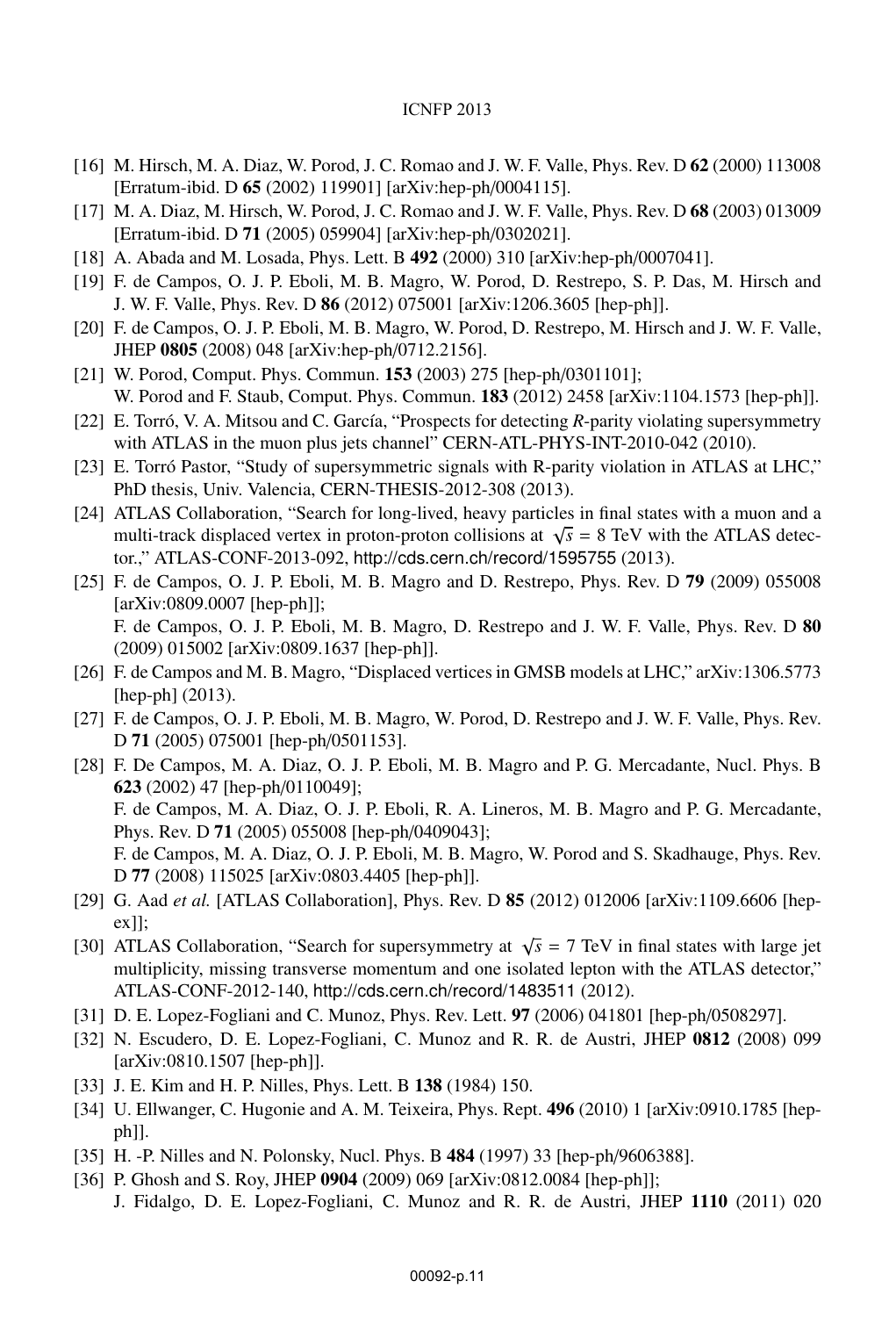[16] M. Hirsch, M. A. Diaz, W. Porod, J. C. Romao and J. W. F. Valle, Phys. Rev. D **62** (2000) 113008 [Erratum-ibid. D **65** (2002) 119901] [arXiv:hep-ph/0004115].

[17] M. A. Diaz, M. Hirsch, W. Porod, J. C. Romao and J. W. F. Valle, Phys. Rev. D **68** (2003) 013009 [Erratum-ibid. D **71** (2005) 059904] [arXiv:hep-ph/0302021].

[18] A. Abada and M. Losada, Phys. Lett. B **492** (2000) 310 [arXiv:hep-ph/0007041].

[19] F. de Campos, O. J. P. Eboli, M. B. Magro, W. Porod, D. Restrepo, S. P. Das, M. Hirsch and J. W. F. Valle, Phys. Rev. D **86** (2012) 075001 [arXiv:1206.3605 [hep-ph]].

[20] F. de Campos, O. J. P. Eboli, M. B. Magro, W. Porod, D. Restrepo, M. Hirsch and J. W. F. Valle, JHEP **0805** (2008) 048 [arXiv:hep-ph/0712.2156].

[21] W. Porod, Comput. Phys. Commun. **153** (2003) 275 [hep-ph/0301101]; W. Porod and F. Staub, Comput. Phys. Commun. **183** (2012) 2458 [arXiv:1104.1573 [hep-ph]].

[22] E. Torró, V. A. Mitsou and C. García, "Prospects for detecting *R*-parity violating supersymmetry with ATLAS in the muon plus jets channel" CERN-ATL-PHYS-INT-2010-042 (2010).

[23] E. Torró Pastor, "Study of supersymmetric signals with R-parity violation in ATLAS at LHC," PhD thesis, Univ. Valencia, CERN-THESIS-2012-308 (2013).

[24] ATLAS Collaboration, "Search for long-lived, heavy particles in final states with a muon and a multi-track displaced vertex in proton-proton collisions at $\sqrt{s}$ = 8 TeV with the ATLAS detector.," ATLAS-CONF-2013-092, http://cds.cern.ch/record/1595755 (2013).

[25] F. de Campos, O. J. P. Eboli, M. B. Magro and D. Restrepo, Phys. Rev. D **79** (2009) 055008 [arXiv:0809.0007 [hep-ph]]; F. de Campos, O. J. P. Eboli, M. B. Magro, D. Restrepo and J. W. F. Valle, Phys. Rev. D **80** (2009) 015002 [arXiv:0809.1637 [hep-ph]].

[26] F. de Campos and M. B. Magro, "Displaced vertices in GMSB models at LHC," arXiv:1306.5773 [hep-ph] (2013).

[27] F. de Campos, O. J. P. Eboli, M. B. Magro, W. Porod, D. Restrepo and J. W. F. Valle, Phys. Rev. D **71** (2005) 075001 [hep-ph/0501153].

[28] F. De Campos, M. A. Diaz, O. J. P. Eboli, M. B. Magro and P. G. Mercadante, Nucl. Phys. B **623** (2002) 47 [hep-ph/0110049]; F. de Campos, M. A. Diaz, O. J. P. Eboli, R. A. Lineros, M. B. Magro and P. G. Mercadante, Phys. Rev. D **71** (2005) 055008 [hep-ph/0409043]; F. de Campos, M. A. Diaz, O. J. P. Eboli, M. B. Magro, W. Porod and S. Skadhauge, Phys. Rev. D **77** (2008) 115025 [arXiv:0803.4405 [hep-ph]].

[29] G. Aad *et al.* [ATLAS Collaboration], Phys. Rev. D **85** (2012) 012006 [arXiv:1109.6606 [hep-ex]];

[30] ATLAS Collaboration, "Search for supersymmetry at $\sqrt{s}$ = 7 TeV in final states with large jet multiplicity, missing transverse momentum and one isolated lepton with the ATLAS detector," ATLAS-CONF-2012-140, http://cds.cern.ch/record/1483511 (2012).

[31] D. E. Lopez-Fogliani and C. Munoz, Phys. Rev. Lett. **97** (2006) 041801 [hep-ph/0508297].

[32] N. Escudero, D. E. Lopez-Fogliani, C. Munoz and R. R. de Austri, JHEP **0812** (2008) 099 [arXiv:0810.1507 [hep-ph]].

[33] J. E. Kim and H. P. Nilles, Phys. Lett. B **138** (1984) 150.

[34] U. Ellwanger, C. Hugonie and A. M. Teixeira, Phys. Rept. **496** (2010) 1 [arXiv:0910.1785 [hep-ph]].

[35] H. -P. Nilles and N. Polonsky, Nucl. Phys. B **484** (1997) 33 [hep-ph/9606388].

[36] P. Ghosh and S. Roy, JHEP **0904** (2009) 069 [arXiv:0812.0084 [hep-ph]]; J. Fidalgo, D. E. Lopez-Fogliani, C. Munoz and R. R. de Austri, JHEP **1110** (2011) 020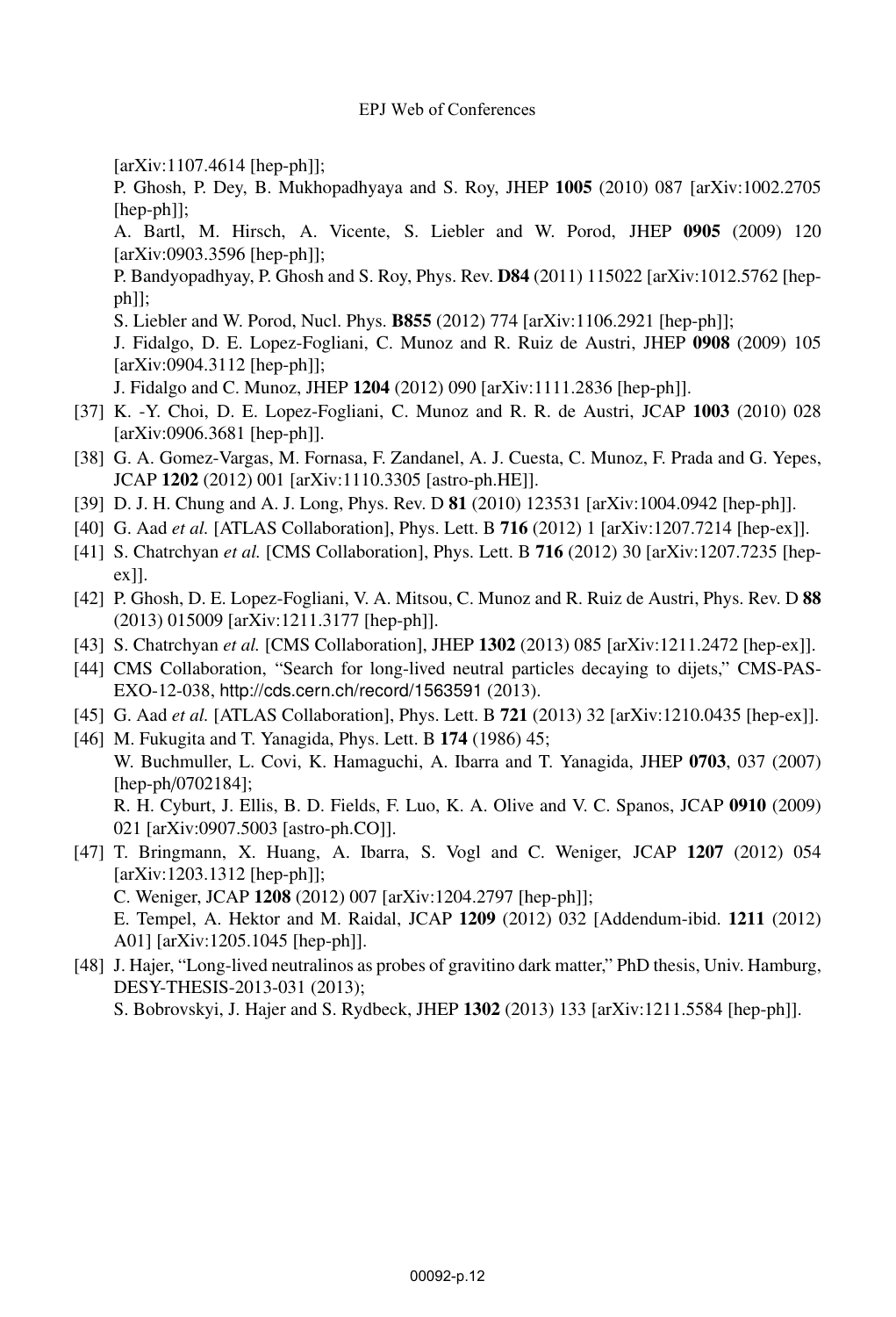[arXiv:1107.4614 [hep-ph]];
P. Ghosh, P. Dey, B. Mukhopadhyaya and S. Roy, JHEP **1005** (2010) 087 [arXiv:1002.2705 [hep-ph]];
A. Bartl, M. Hirsch, A. Vicente, S. Liebler and W. Porod, JHEP **0905** (2009) 120 [arXiv:0903.3596 [hep-ph]];
P. Bandyopadhyay, P. Ghosh and S. Roy, Phys. Rev. **D84** (2011) 115022 [arXiv:1012.5762 [hep-ph]];
S. Liebler and W. Porod, Nucl. Phys. **B855** (2012) 774 [arXiv:1106.2921 [hep-ph]];
J. Fidalgo, D. E. Lopez-Fogliani, C. Munoz and R. Ruiz de Austri, JHEP **0908** (2009) 105 [arXiv:0904.3112 [hep-ph]];
J. Fidalgo and C. Munoz, JHEP **1204** (2012) 090 [arXiv:1111.2836 [hep-ph]].

[37] K. -Y. Choi, D. E. Lopez-Fogliani, C. Munoz and R. R. de Austri, JCAP **1003** (2010) 028 [arXiv:0906.3681 [hep-ph]].

[38] G. A. Gomez-Vargas, M. Fornasa, F. Zandanel, A. J. Cuesta, C. Munoz, F. Prada and G. Yepes, JCAP **1202** (2012) 001 [arXiv:1110.3305 [astro-ph.HE]].

[39] D. J. H. Chung and A. J. Long, Phys. Rev. D **81** (2010) 123531 [arXiv:1004.0942 [hep-ph]].

[40] G. Aad *et al.* [ATLAS Collaboration], Phys. Lett. B **716** (2012) 1 [arXiv:1207.7214 [hep-ex]].

[41] S. Chatrchyan *et al.* [CMS Collaboration], Phys. Lett. B **716** (2012) 30 [arXiv:1207.7235 [hep-ex]].

[42] P. Ghosh, D. E. Lopez-Fogliani, V. A. Mitsou, C. Munoz and R. Ruiz de Austri, Phys. Rev. D **88** (2013) 015009 [arXiv:1211.3177 [hep-ph]].

[43] S. Chatrchyan *et al.* [CMS Collaboration], JHEP **1302** (2013) 085 [arXiv:1211.2472 [hep-ex]].

[44] CMS Collaboration, "Search for long-lived neutral particles decaying to dijets," CMS-PAS-EXO-12-038, http://cds.cern.ch/record/1563591 (2013).

[45] G. Aad *et al.* [ATLAS Collaboration], Phys. Lett. B **721** (2013) 32 [arXiv:1210.0435 [hep-ex]].

[46] M. Fukugita and T. Yanagida, Phys. Lett. B **174** (1986) 45;
W. Buchmuller, L. Covi, K. Hamaguchi, A. Ibarra and T. Yanagida, JHEP **0703**, 037 (2007) [hep-ph/0702184];
R. H. Cyburt, J. Ellis, B. D. Fields, F. Luo, K. A. Olive and V. C. Spanos, JCAP **0910** (2009) 021 [arXiv:0907.5003 [astro-ph.CO]].

[47] T. Bringmann, X. Huang, A. Ibarra, S. Vogl and C. Weniger, JCAP **1207** (2012) 054 [arXiv:1203.1312 [hep-ph]];
C. Weniger, JCAP **1208** (2012) 007 [arXiv:1204.2797 [hep-ph]];
E. Tempel, A. Hektor and M. Raidal, JCAP **1209** (2012) 032 [Addendum-ibid. **1211** (2012) A01] [arXiv:1205.1045 [hep-ph]].

[48] J. Hajer, "Long-lived neutralinos as probes of gravitino dark matter," PhD thesis, Univ. Hamburg, DESY-THESIS-2013-031 (2013);
S. Bobrovskyi, J. Hajer and S. Rydbeck, JHEP **1302** (2013) 133 [arXiv:1211.5584 [hep-ph]].